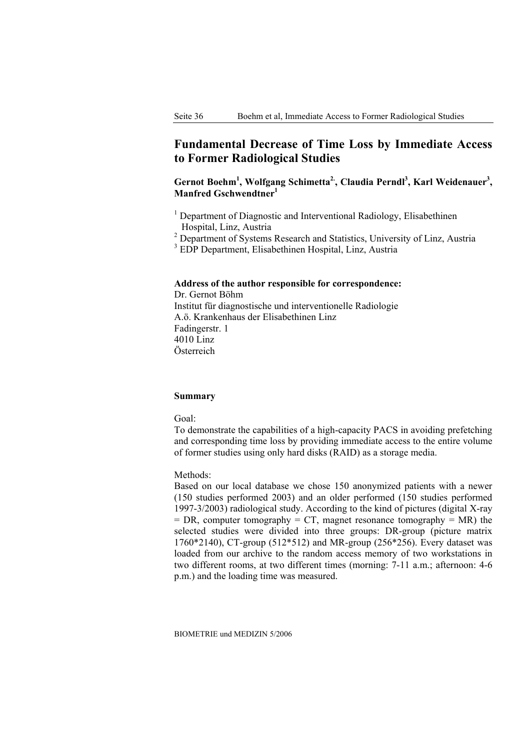# Fundamental Decrease of Time Loss by Immediate Access to Former Radiological Studies

**Gernot Boehm[1], Wolfgang Schimetta[2], Claudia Perndl[3], Karl Weidenauer[3], Manfred Gschwendtner[1]**

[1] Department of Diagnostic and Interventional Radiology, Elisabethinen Hospital, Linz, Austria
[2] Department of Systems Research and Statistics, University of Linz, Austria
[3] EDP Department, Elisabethinen Hospital, Linz, Austria

**Address of the author responsible for correspondence:**
Dr. Gernot Böhm
Institut für diagnostische und interventionelle Radiologie
A.ö. Krankenhaus der Elisabethinen Linz
Fadingerstr. 1
4010 Linz
Österreich

**Summary**

Goal:
To demonstrate the capabilities of a high-capacity PACS in avoiding prefetching and corresponding time loss by providing immediate access to the entire volume of former studies using only hard disks (RAID) as a storage media.

Methods:
Based on our local database we chose 150 anonymized patients with a newer (150 studies performed 2003) and an older performed (150 studies performed 1997-3/2003) radiological study. According to the kind of pictures (digital X-ray = DR, computer tomography = CT, magnet resonance tomography = MR) the selected studies were divided into three groups: DR-group (picture matrix 1760*2140), CT-group (512*512) and MR-group (256*256). Every dataset was loaded from our archive to the random access memory of two workstations in two different rooms, at two different times (morning: 7-11 a.m.; afternoon: 4-6 p.m.) and the loading time was measured.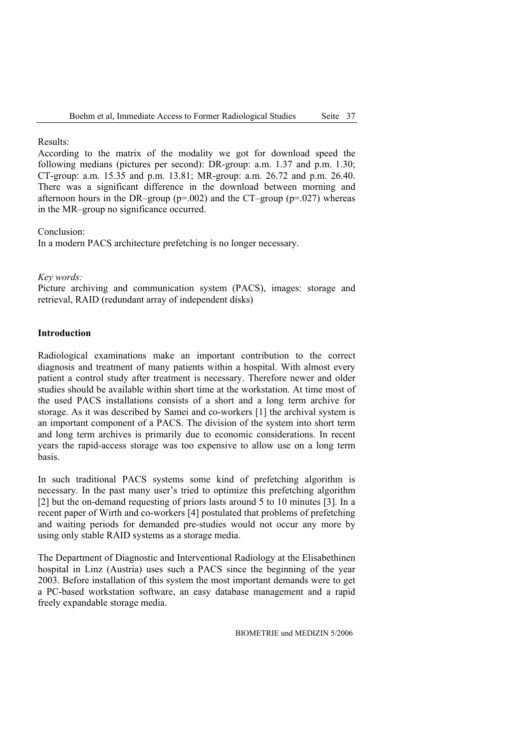Results:

According to the matrix of the modality we got for download speed the following medians (pictures per second): DR-group: a.m. 1.37 and p.m. 1.30; CT-group: a.m. 15.35 and p.m. 13.81; MR-group: a.m. 26.72 and p.m. 26.40. There was a significant difference in the download between morning and afternoon hours in the DR–group ($p=.002$) and the CT–group ($p=.027$) whereas in the MR–group no significance occurred.

Conclusion:

In a modern PACS architecture prefetching is no longer necessary.

*Key words:*

Picture archiving and communication system (PACS), images: storage and retrieval, RAID (redundant array of independent disks)

## Introduction

Radiological examinations make an important contribution to the correct diagnosis and treatment of many patients within a hospital. With almost every patient a control study after treatment is necessary. Therefore newer and older studies should be available within short time at the workstation. At time most of the used PACS installations consists of a short and a long term archive for storage. As it was described by Samei and co-workers [1] the archival system is an important component of a PACS. The division of the system into short term and long term archives is primarily due to economic considerations. In recent years the rapid-access storage was too expensive to allow use on a long term basis.

In such traditional PACS systems some kind of prefetching algorithm is necessary. In the past many user's tried to optimize this prefetching algorithm [2] but the on-demand requesting of priors lasts around 5 to 10 minutes [3]. In a recent paper of Wirth and co-workers [4] postulated that problems of prefetching and waiting periods for demanded pre-studies would not occur any more by using only stable RAID systems as a storage media.

The Department of Diagnostic and Interventional Radiology at the Elisabethinen hospital in Linz (Austria) uses such a PACS since the beginning of the year 2003. Before installation of this system the most important demands were to get a PC-based workstation software, an easy database management and a rapid freely expandable storage media.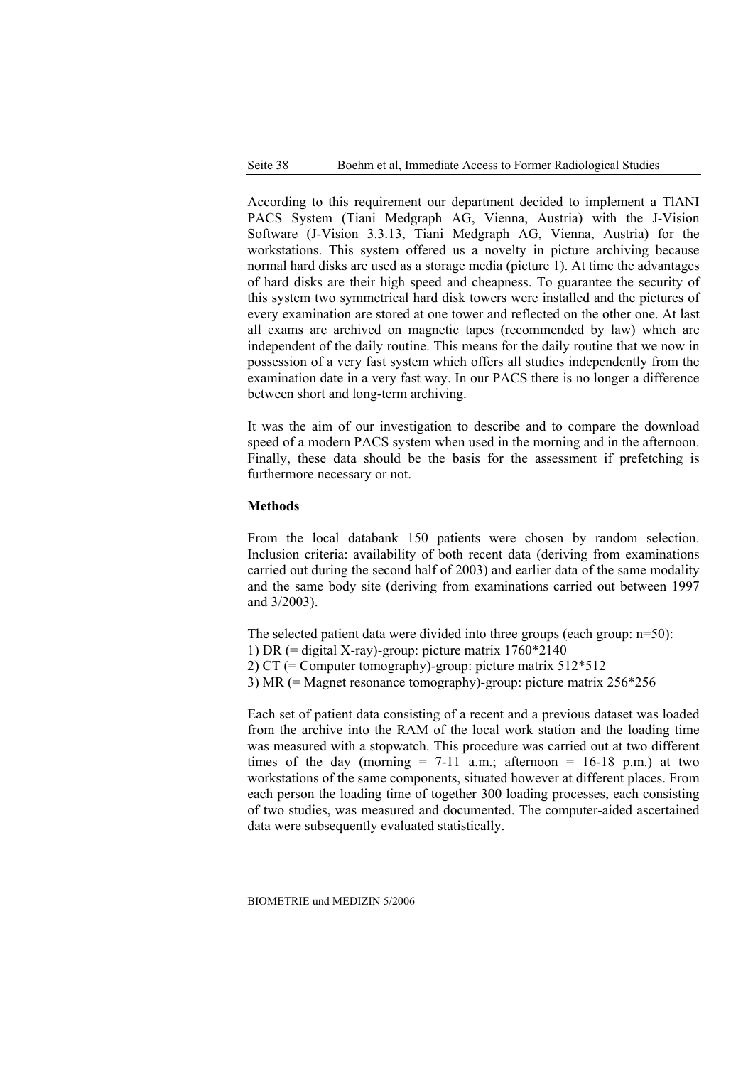According to this requirement our department decided to implement a TlANI PACS System (Tiani Medgraph AG, Vienna, Austria) with the J-Vision Software (J-Vision 3.3.13, Tiani Medgraph AG, Vienna, Austria) for the workstations. This system offered us a novelty in picture archiving because normal hard disks are used as a storage media (picture 1). At time the advantages of hard disks are their high speed and cheapness. To guarantee the security of this system two symmetrical hard disk towers were installed and the pictures of every examination are stored at one tower and reflected on the other one. At last all exams are archived on magnetic tapes (recommended by law) which are independent of the daily routine. This means for the daily routine that we now in possession of a very fast system which offers all studies independently from the examination date in a very fast way. In our PACS there is no longer a difference between short and long-term archiving.

It was the aim of our investigation to describe and to compare the download speed of a modern PACS system when used in the morning and in the afternoon. Finally, these data should be the basis for the assessment if prefetching is furthermore necessary or not.

**Methods**

From the local databank 150 patients were chosen by random selection. Inclusion criteria: availability of both recent data (deriving from examinations carried out during the second half of 2003) and earlier data of the same modality and the same body site (deriving from examinations carried out between 1997 and 3/2003).

The selected patient data were divided into three groups (each group: n=50):
1) DR (= digital X-ray)-group: picture matrix 1760*2140
2) CT (= Computer tomography)-group: picture matrix 512*512
3) MR (= Magnet resonance tomography)-group: picture matrix 256*256

Each set of patient data consisting of a recent and a previous dataset was loaded from the archive into the RAM of the local work station and the loading time was measured with a stopwatch. This procedure was carried out at two different times of the day (morning = 7-11 a.m.; afternoon = 16-18 p.m.) at two workstations of the same components, situated however at different places. From each person the loading time of together 300 loading processes, each consisting of two studies, was measured and documented. The computer-aided ascertained data were subsequently evaluated statistically.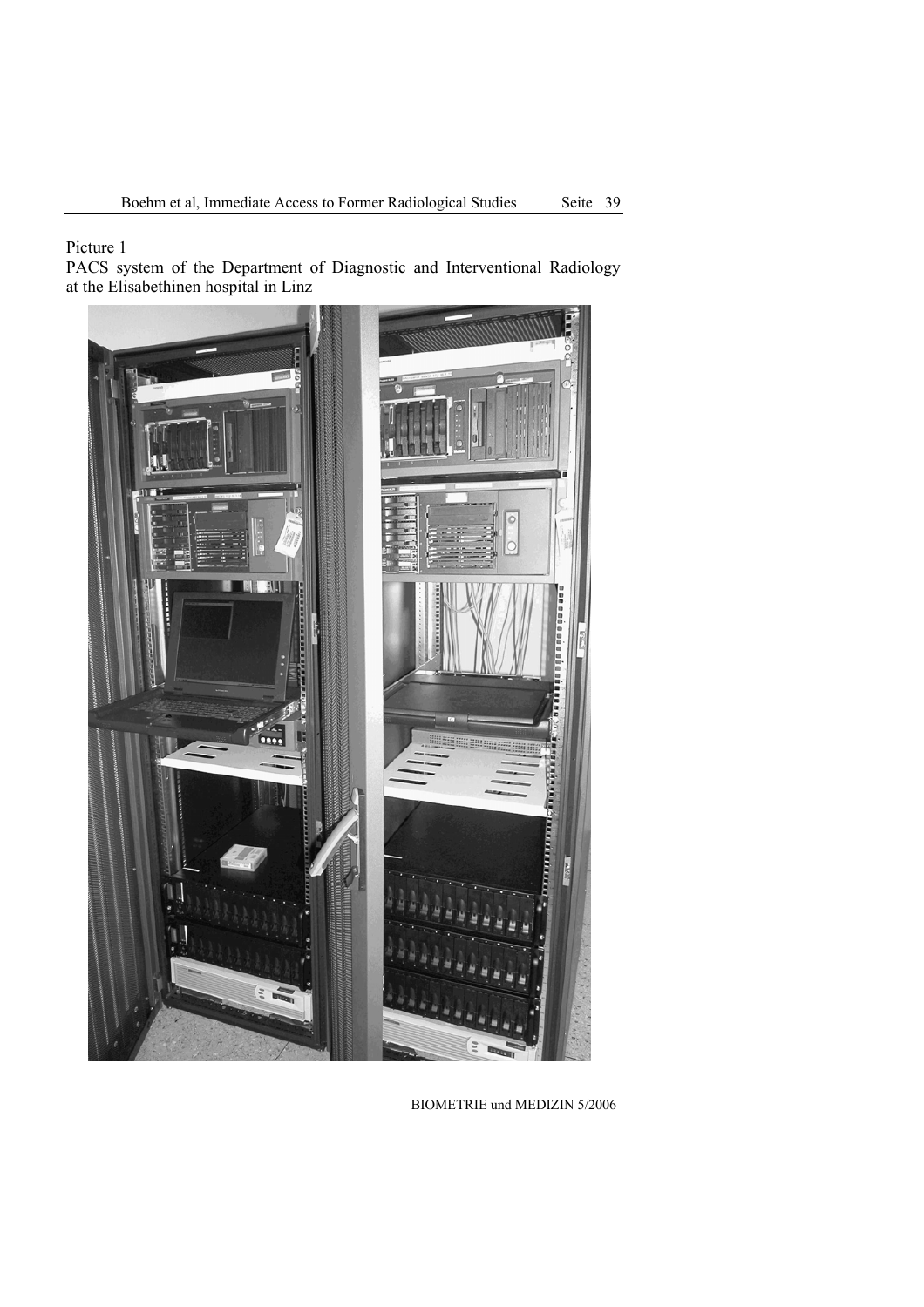Picture 1

PACS system of the Department of Diagnostic and Interventional Radiology at the Elisabethinen hospital in Linz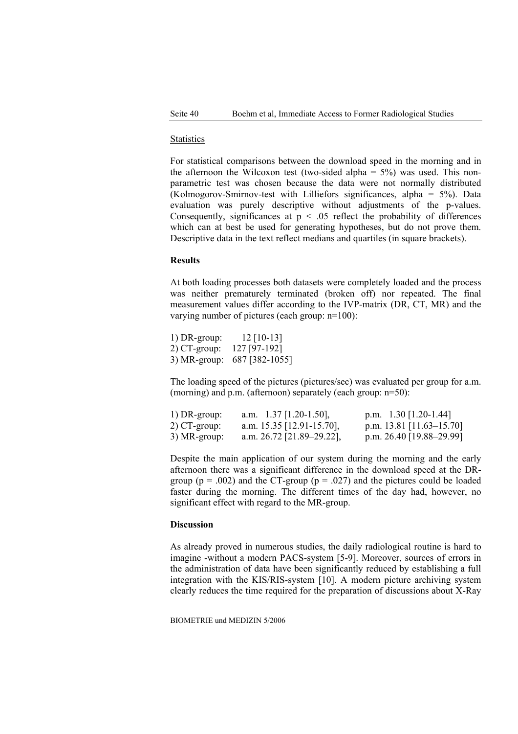### Statistics

For statistical comparisons between the download speed in the morning and in the afternoon the Wilcoxon test (two-sided alpha = 5%) was used. This non-parametric test was chosen because the data were not normally distributed (Kolmogorov-Smirnov-test with Lilliefors significances, alpha = 5%). Data evaluation was purely descriptive without adjustments of the p-values. Consequently, significances at $p < .05$ reflect the probability of differences which can at best be used for generating hypotheses, but do not prove them. Descriptive data in the text reflect medians and quartiles (in square brackets).

### Results

At both loading processes both datasets were completely loaded and the process was neither prematurely terminated (broken off) nor repeated. The final measurement values differ according to the IVP-matrix (DR, CT, MR) and the varying number of pictures (each group: n=100):

1) DR-group: 12 [10-13]
2) CT-group: 127 [97-192]
3) MR-group: 687 [382-1055]

The loading speed of the pictures (pictures/sec) was evaluated per group for a.m. (morning) and p.m. (afternoon) separately (each group: n=50):

| | | |
|---|---|---|
| 1) DR-group: | a.m. 1.37 [1.20-1.50], | p.m. 1.30 [1.20-1.44] |
| 2) CT-group: | a.m. 15.35 [12.91-15.70], | p.m. 13.81 [11.63–15.70] |
| 3) MR-group: | a.m. 26.72 [21.89–29.22], | p.m. 26.40 [19.88–29.99] |

Despite the main application of our system during the morning and the early afternoon there was a significant difference in the download speed at the DR-group ($p = .002$) and the CT-group ($p = .027$) and the pictures could be loaded faster during the morning. The different times of the day had, however, no significant effect with regard to the MR-group.

### Discussion

As already proved in numerous studies, the daily radiological routine is hard to imagine -without a modern PACS-system [5-9]. Moreover, sources of errors in the administration of data have been significantly reduced by establishing a full integration with the KIS/RIS-system [10]. A modern picture archiving system clearly reduces the time required for the preparation of discussions about X-Ray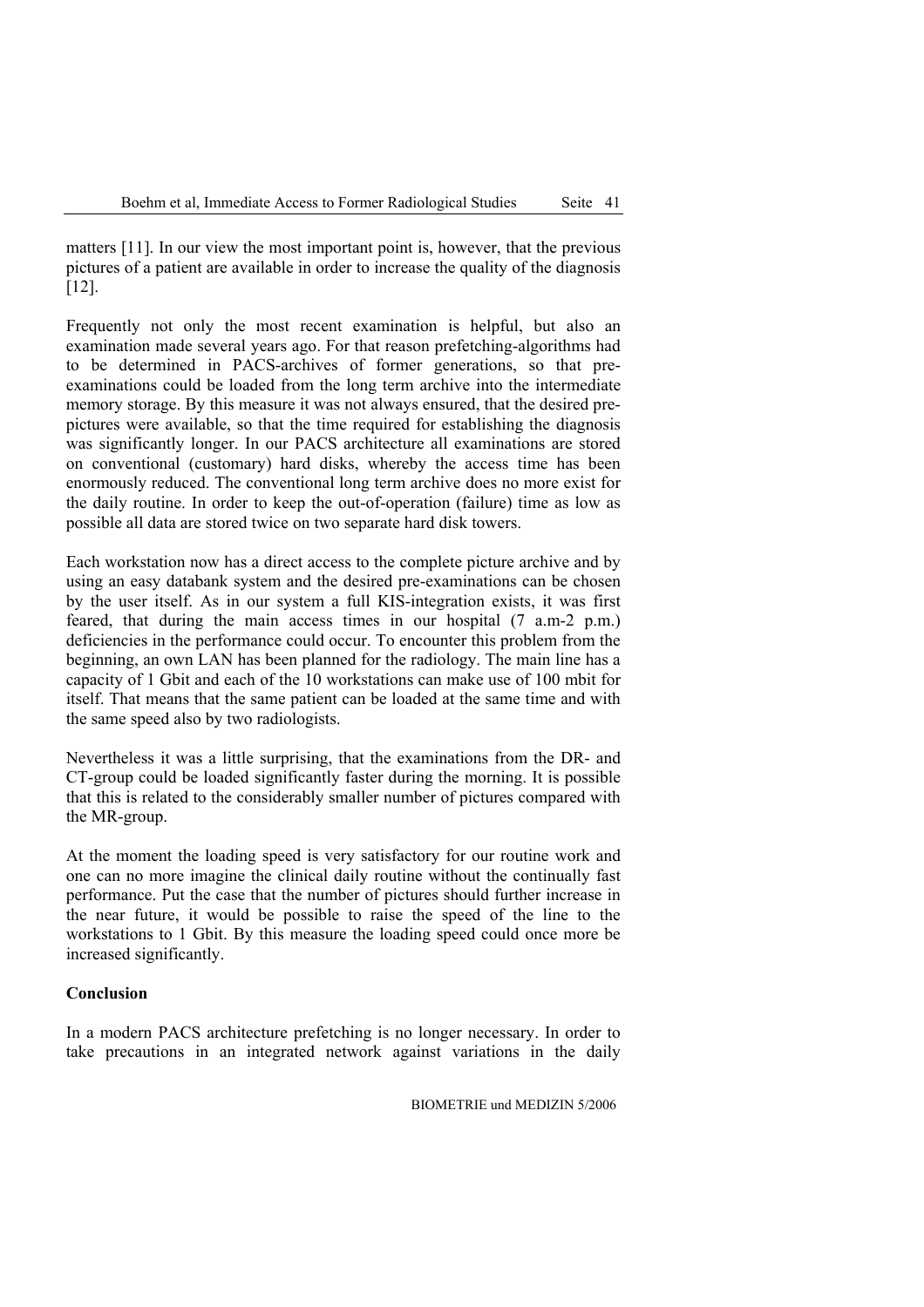matters [11]. In our view the most important point is, however, that the previous pictures of a patient are available in order to increase the quality of the diagnosis [12].

Frequently not only the most recent examination is helpful, but also an examination made several years ago. For that reason prefetching-algorithms had to be determined in PACS-archives of former generations, so that pre-examinations could be loaded from the long term archive into the intermediate memory storage. By this measure it was not always ensured, that the desired pre-pictures were available, so that the time required for establishing the diagnosis was significantly longer. In our PACS architecture all examinations are stored on conventional (customary) hard disks, whereby the access time has been enormously reduced. The conventional long term archive does no more exist for the daily routine. In order to keep the out-of-operation (failure) time as low as possible all data are stored twice on two separate hard disk towers.

Each workstation now has a direct access to the complete picture archive and by using an easy databank system and the desired pre-examinations can be chosen by the user itself. As in our system a full KIS-integration exists, it was first feared, that during the main access times in our hospital (7 a.m-2 p.m.) deficiencies in the performance could occur. To encounter this problem from the beginning, an own LAN has been planned for the radiology. The main line has a capacity of 1 Gbit and each of the 10 workstations can make use of 100 mbit for itself. That means that the same patient can be loaded at the same time and with the same speed also by two radiologists.

Nevertheless it was a little surprising, that the examinations from the DR- and CT-group could be loaded significantly faster during the morning. It is possible that this is related to the considerably smaller number of pictures compared with the MR-group.

At the moment the loading speed is very satisfactory for our routine work and one can no more imagine the clinical daily routine without the continually fast performance. Put the case that the number of pictures should further increase in the near future, it would be possible to raise the speed of the line to the workstations to 1 Gbit. By this measure the loading speed could once more be increased significantly.

**Conclusion**

In a modern PACS architecture prefetching is no longer necessary. In order to take precautions in an integrated network against variations in the daily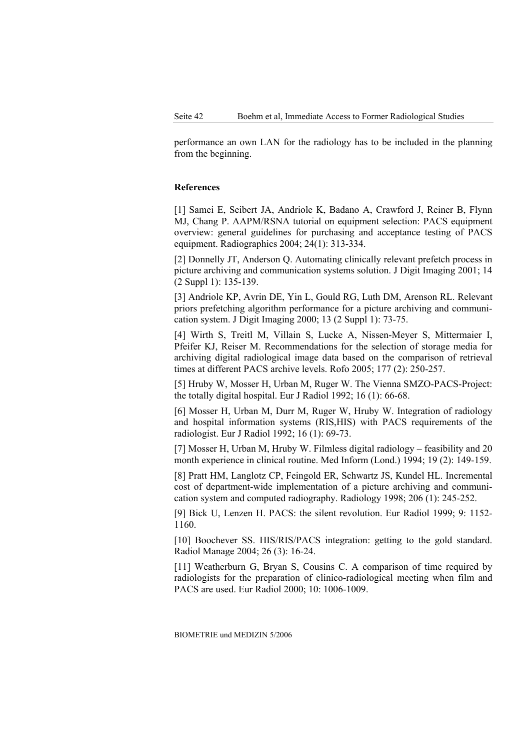performance an own LAN for the radiology has to be included in the planning from the beginning.

## References

[1] Samei E, Seibert JA, Andriole K, Badano A, Crawford J, Reiner B, Flynn MJ, Chang P. AAPM/RSNA tutorial on equipment selection: PACS equipment overview: general guidelines for purchasing and acceptance testing of PACS equipment. Radiographics 2004; 24(1): 313-334.

[2] Donnelly JT, Anderson Q. Automating clinically relevant prefetch process in picture archiving and communication systems solution. J Digit Imaging 2001; 14 (2 Suppl 1): 135-139.

[3] Andriole KP, Avrin DE, Yin L, Gould RG, Luth DM, Arenson RL. Relevant priors prefetching algorithm performance for a picture archiving and communication system. J Digit Imaging 2000; 13 (2 Suppl 1): 73-75.

[4] Wirth S, Treitl M, Villain S, Lucke A, Nissen-Meyer S, Mittermaier I, Pfeifer KJ, Reiser M. Recommendations for the selection of storage media for archiving digital radiological image data based on the comparison of retrieval times at different PACS archive levels. Rofo 2005; 177 (2): 250-257.

[5] Hruby W, Mosser H, Urban M, Ruger W. The Vienna SMZO-PACS-Project: the totally digital hospital. Eur J Radiol 1992; 16 (1): 66-68.

[6] Mosser H, Urban M, Durr M, Ruger W, Hruby W. Integration of radiology and hospital information systems (RIS,HIS) with PACS requirements of the radiologist. Eur J Radiol 1992; 16 (1): 69-73.

[7] Mosser H, Urban M, Hruby W. Filmless digital radiology – feasibility and 20 month experience in clinical routine. Med Inform (Lond.) 1994; 19 (2): 149-159.

[8] Pratt HM, Langlotz CP, Feingold ER, Schwartz JS, Kundel HL. Incremental cost of department-wide implementation of a picture archiving and communication system and computed radiography. Radiology 1998; 206 (1): 245-252.

[9] Bick U, Lenzen H. PACS: the silent revolution. Eur Radiol 1999; 9: 1152-1160.

[10] Boochever SS. HIS/RIS/PACS integration: getting to the gold standard. Radiol Manage 2004; 26 (3): 16-24.

[11] Weatherburn G, Bryan S, Cousins C. A comparison of time required by radiologists for the preparation of clinico-radiological meeting when film and PACS are used. Eur Radiol 2000; 10: 1006-1009.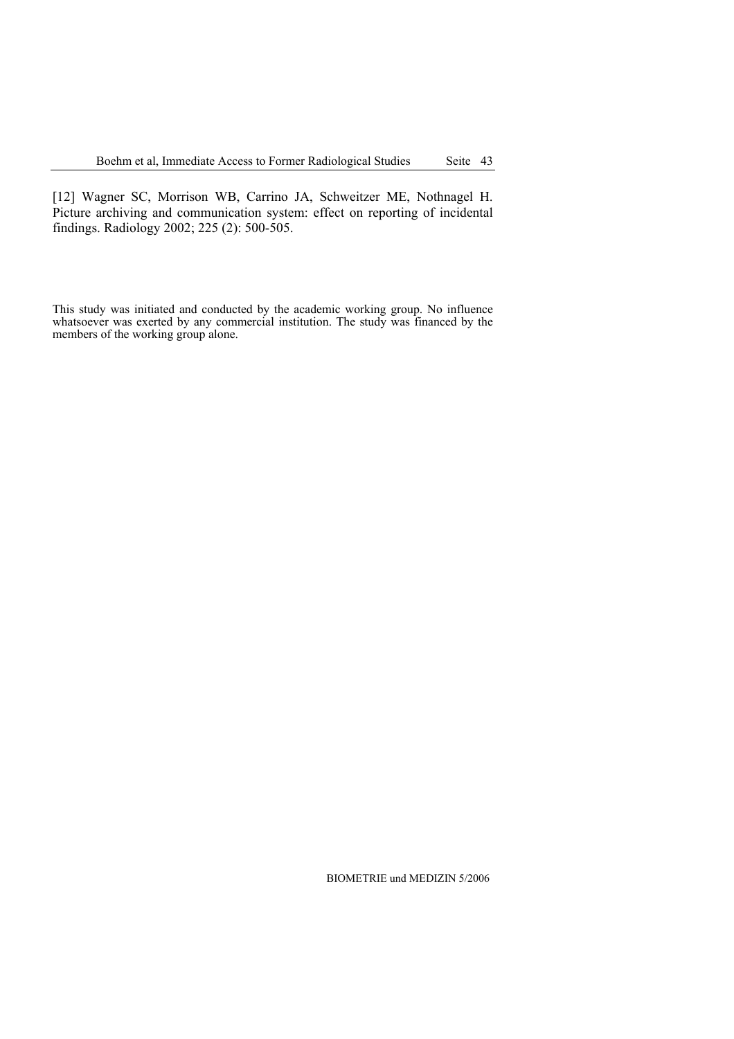[12] Wagner SC, Morrison WB, Carrino JA, Schweitzer ME, Nothnagel H. Picture archiving and communication system: effect on reporting of incidental findings. Radiology 2002; 225 (2): 500-505.

This study was initiated and conducted by the academic working group. No influence whatsoever was exerted by any commercial institution. The study was financed by the members of the working group alone.